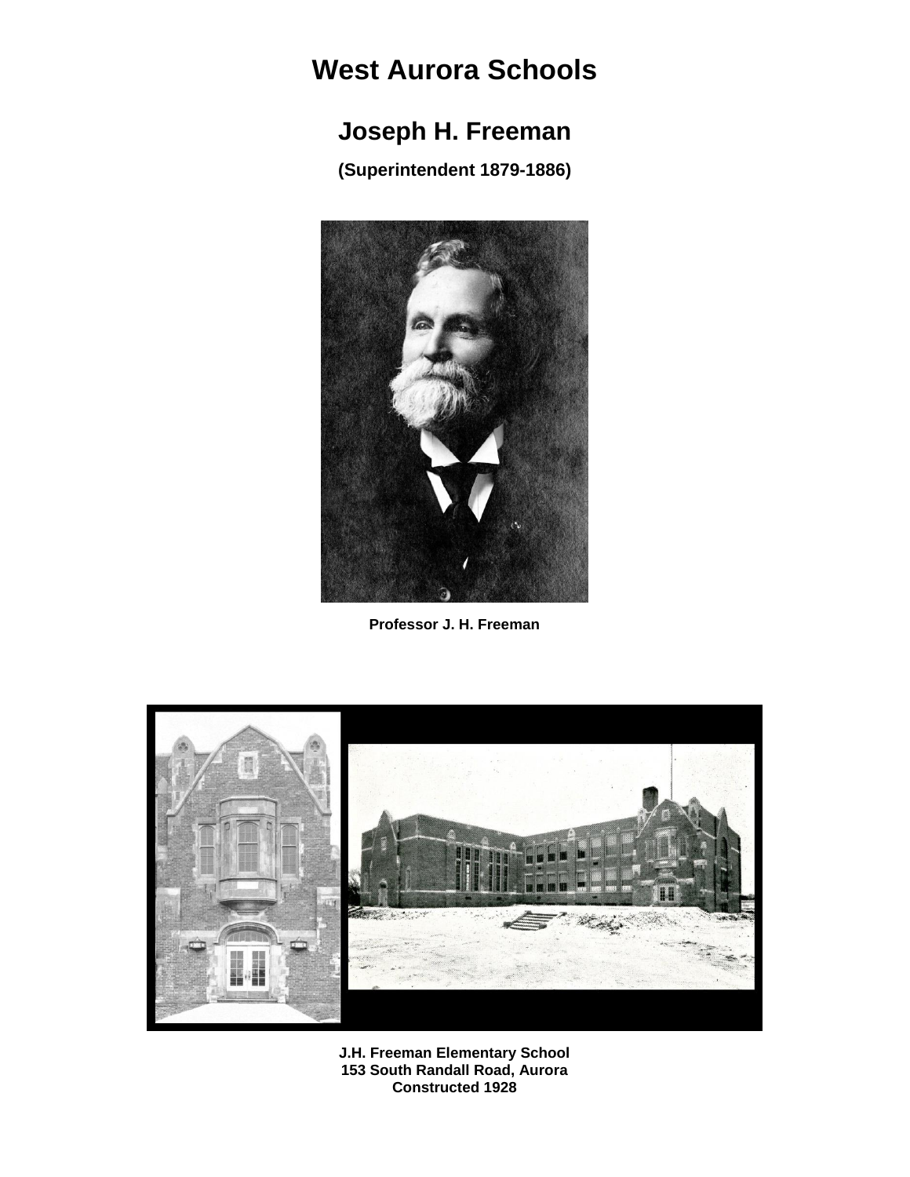# West Aurora Schools

## Joseph H. Freeman

**(Superintendent 1879-1886)**

**Professor J. H. Freeman**

**J.H. Freeman Elementary School**
**153 South Randall Road, Aurora**
**Constructed 1928**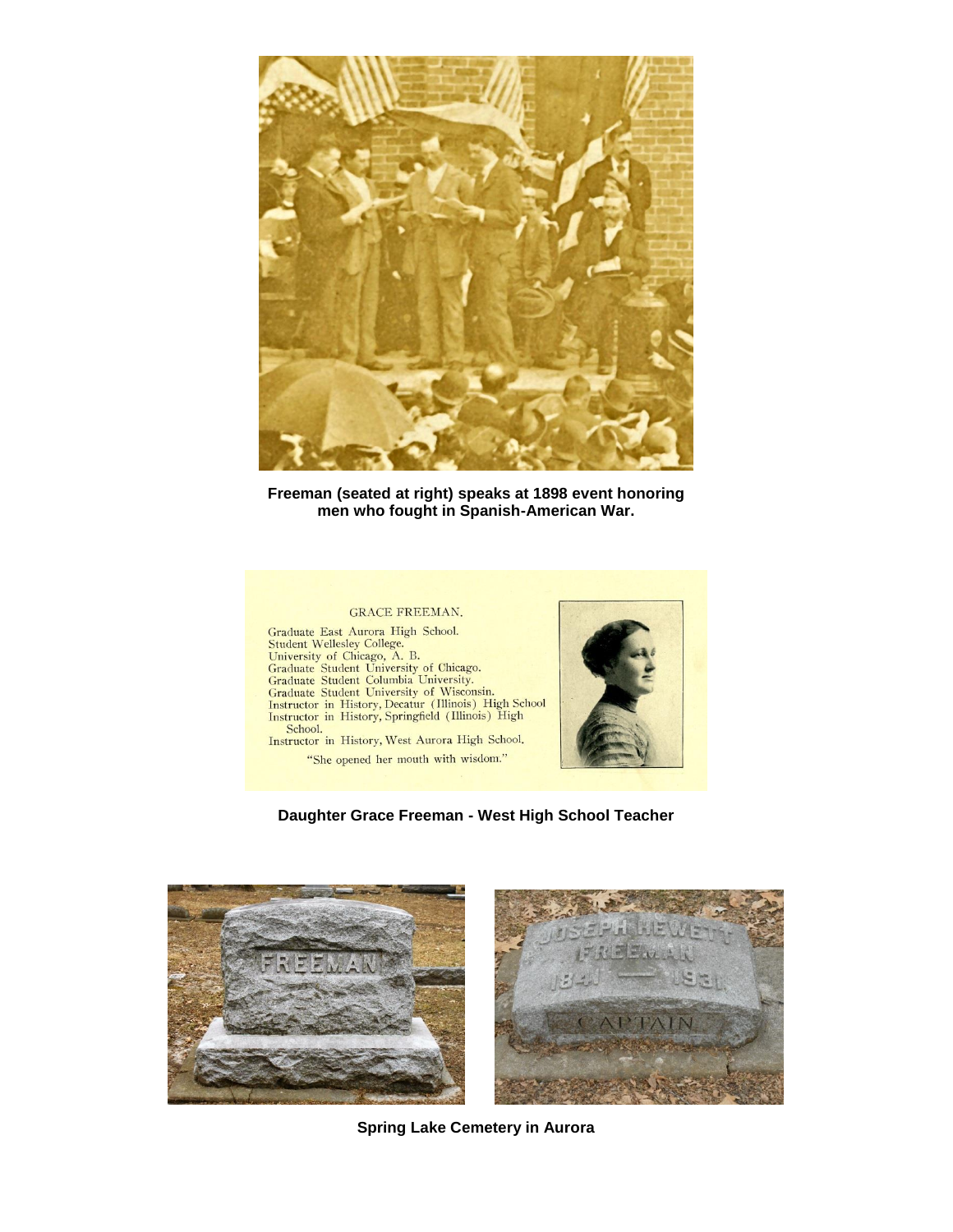Freeman (seated at right) speaks at 1898 event honoring men who fought in Spanish-American War.

GRACE FREEMAN.

Graduate East Aurora High School.
Student Wellesley College.
University of Chicago, A. B.
Graduate Student University of Chicago.
Graduate Student Columbia University.
Graduate Student University of Wisconsin.
Instructor in History, Decatur (Illinois) High School
Instructor in History, Springfield (Illinois) High School.
Instructor in History, West Aurora High School.

"She opened her mouth with wisdom."

Daughter Grace Freeman - West High School Teacher

FREEMAN

JOSEPH HEWETT FREEMAN 1841 — 1931 CAPTAIN

Spring Lake Cemetery in Aurora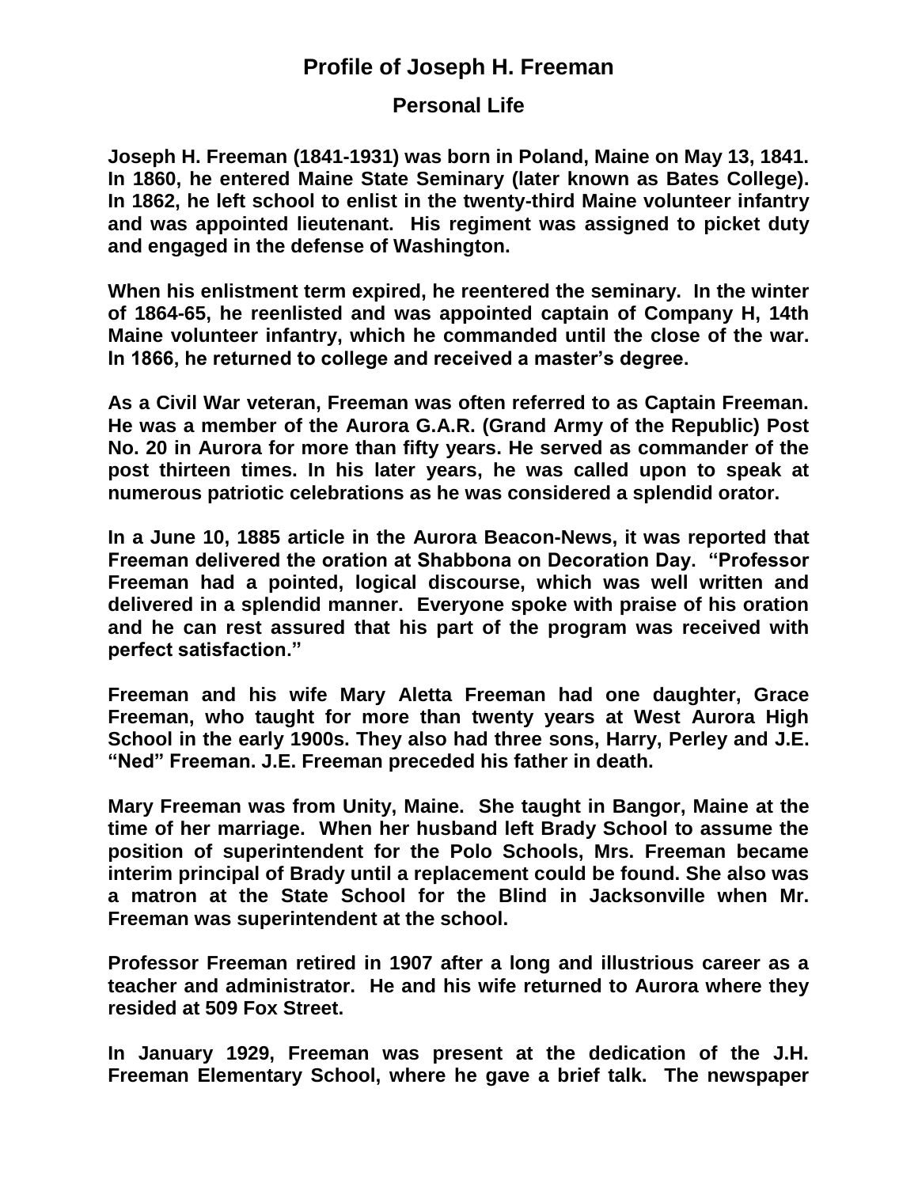# Profile of Joseph H. Freeman

## Personal Life

**Joseph H. Freeman (1841-1931) was born in Poland, Maine on May 13, 1841. In 1860, he entered Maine State Seminary (later known as Bates College). In 1862, he left school to enlist in the twenty-third Maine volunteer infantry and was appointed lieutenant. His regiment was assigned to picket duty and engaged in the defense of Washington.**

**When his enlistment term expired, he reentered the seminary. In the winter of 1864-65, he reenlisted and was appointed captain of Company H, 14th Maine volunteer infantry, which he commanded until the close of the war. In 1866, he returned to college and received a master's degree.**

**As a Civil War veteran, Freeman was often referred to as Captain Freeman. He was a member of the Aurora G.A.R. (Grand Army of the Republic) Post No. 20 in Aurora for more than fifty years. He served as commander of the post thirteen times. In his later years, he was called upon to speak at numerous patriotic celebrations as he was considered a splendid orator.**

**In a June 10, 1885 article in the Aurora Beacon-News, it was reported that Freeman delivered the oration at Shabbona on Decoration Day. "Professor Freeman had a pointed, logical discourse, which was well written and delivered in a splendid manner. Everyone spoke with praise of his oration and he can rest assured that his part of the program was received with perfect satisfaction."**

**Freeman and his wife Mary Aletta Freeman had one daughter, Grace Freeman, who taught for more than twenty years at West Aurora High School in the early 1900s. They also had three sons, Harry, Perley and J.E. "Ned" Freeman. J.E. Freeman preceded his father in death.**

**Mary Freeman was from Unity, Maine. She taught in Bangor, Maine at the time of her marriage. When her husband left Brady School to assume the position of superintendent for the Polo Schools, Mrs. Freeman became interim principal of Brady until a replacement could be found. She also was a matron at the State School for the Blind in Jacksonville when Mr. Freeman was superintendent at the school.**

**Professor Freeman retired in 1907 after a long and illustrious career as a teacher and administrator. He and his wife returned to Aurora where they resided at 509 Fox Street.**

**In January 1929, Freeman was present at the dedication of the J.H. Freeman Elementary School, where he gave a brief talk. The newspaper**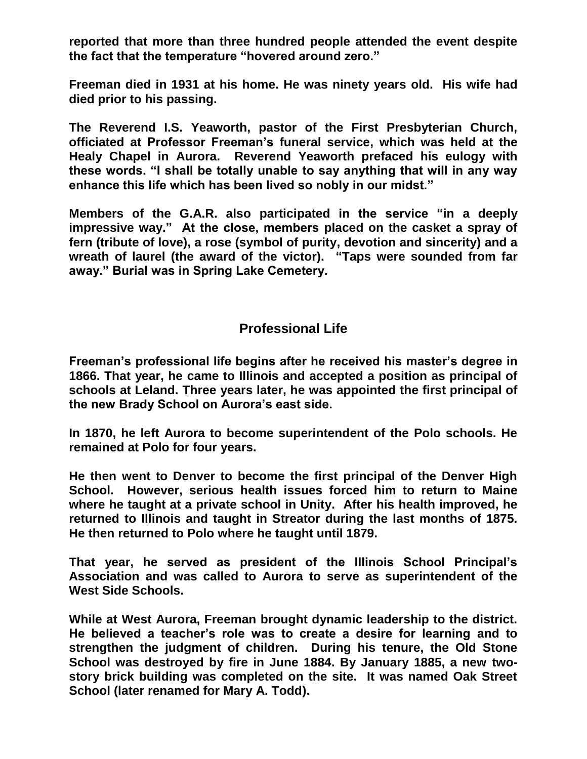**reported that more than three hundred people attended the event despite the fact that the temperature "hovered around zero."**

**Freeman died in 1931 at his home. He was ninety years old. His wife had died prior to his passing.**

**The Reverend I.S. Yeaworth, pastor of the First Presbyterian Church, officiated at Professor Freeman's funeral service, which was held at the Healy Chapel in Aurora. Reverend Yeaworth prefaced his eulogy with these words. "I shall be totally unable to say anything that will in any way enhance this life which has been lived so nobly in our midst."**

**Members of the G.A.R. also participated in the service "in a deeply impressive way." At the close, members placed on the casket a spray of fern (tribute of love), a rose (symbol of purity, devotion and sincerity) and a wreath of laurel (the award of the victor). "Taps were sounded from far away." Burial was in Spring Lake Cemetery.**

## Professional Life

**Freeman's professional life begins after he received his master's degree in 1866. That year, he came to Illinois and accepted a position as principal of schools at Leland. Three years later, he was appointed the first principal of the new Brady School on Aurora's east side.**

**In 1870, he left Aurora to become superintendent of the Polo schools. He remained at Polo for four years.**

**He then went to Denver to become the first principal of the Denver High School. However, serious health issues forced him to return to Maine where he taught at a private school in Unity. After his health improved, he returned to Illinois and taught in Streator during the last months of 1875. He then returned to Polo where he taught until 1879.**

**That year, he served as president of the Illinois School Principal's Association and was called to Aurora to serve as superintendent of the West Side Schools.**

**While at West Aurora, Freeman brought dynamic leadership to the district. He believed a teacher's role was to create a desire for learning and to strengthen the judgment of children. During his tenure, the Old Stone School was destroyed by fire in June 1884. By January 1885, a new two-story brick building was completed on the site. It was named Oak Street School (later renamed for Mary A. Todd).**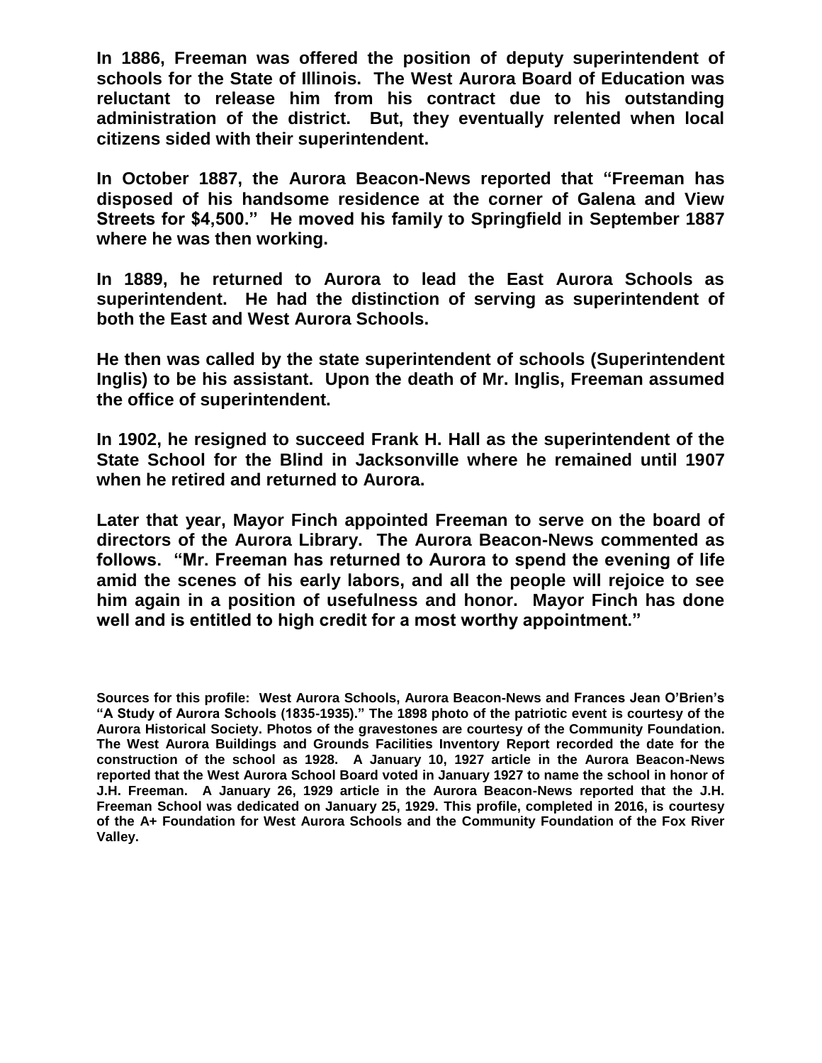**In 1886, Freeman was offered the position of deputy superintendent of schools for the State of Illinois. The West Aurora Board of Education was reluctant to release him from his contract due to his outstanding administration of the district. But, they eventually relented when local citizens sided with their superintendent.**

**In October 1887, the Aurora Beacon-News reported that "Freeman has disposed of his handsome residence at the corner of Galena and View Streets for $4,500." He moved his family to Springfield in September 1887 where he was then working.**

**In 1889, he returned to Aurora to lead the East Aurora Schools as superintendent. He had the distinction of serving as superintendent of both the East and West Aurora Schools.**

**He then was called by the state superintendent of schools (Superintendent Inglis) to be his assistant. Upon the death of Mr. Inglis, Freeman assumed the office of superintendent.**

**In 1902, he resigned to succeed Frank H. Hall as the superintendent of the State School for the Blind in Jacksonville where he remained until 1907 when he retired and returned to Aurora.**

**Later that year, Mayor Finch appointed Freeman to serve on the board of directors of the Aurora Library. The Aurora Beacon-News commented as follows. "Mr. Freeman has returned to Aurora to spend the evening of life amid the scenes of his early labors, and all the people will rejoice to see him again in a position of usefulness and honor. Mayor Finch has done well and is entitled to high credit for a most worthy appointment."**

**Sources for this profile: West Aurora Schools, Aurora Beacon-News and Frances Jean O'Brien's "A Study of Aurora Schools (1835-1935)." The 1898 photo of the patriotic event is courtesy of the Aurora Historical Society. Photos of the gravestones are courtesy of the Community Foundation. The West Aurora Buildings and Grounds Facilities Inventory Report recorded the date for the construction of the school as 1928. A January 10, 1927 article in the Aurora Beacon-News reported that the West Aurora School Board voted in January 1927 to name the school in honor of J.H. Freeman. A January 26, 1929 article in the Aurora Beacon-News reported that the J.H. Freeman School was dedicated on January 25, 1929. This profile, completed in 2016, is courtesy of the A+ Foundation for West Aurora Schools and the Community Foundation of the Fox River Valley.**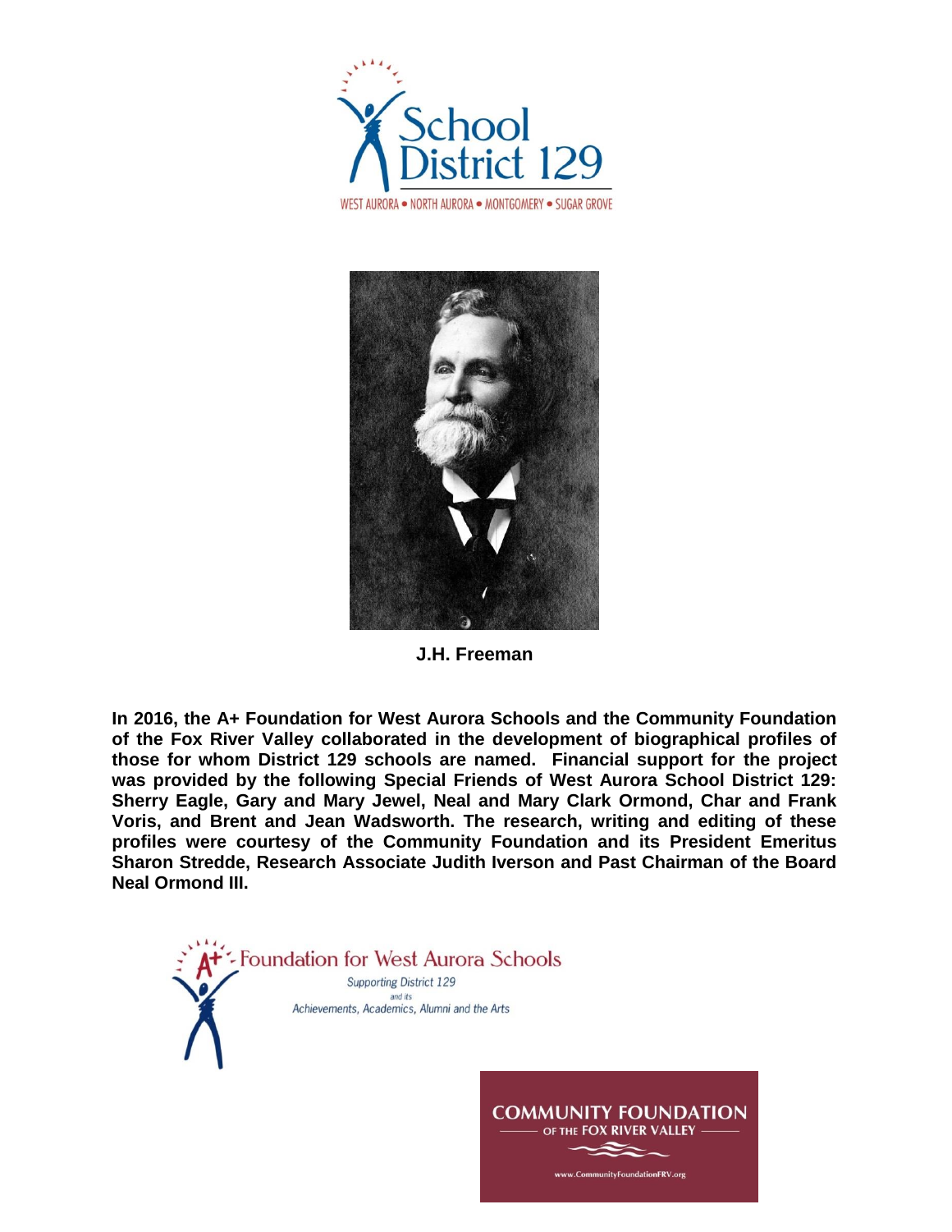J.H. Freeman

**In 2016, the A+ Foundation for West Aurora Schools and the Community Foundation of the Fox River Valley collaborated in the development of biographical profiles of those for whom District 129 schools are named. Financial support for the project was provided by the following Special Friends of West Aurora School District 129: Sherry Eagle, Gary and Mary Jewel, Neal and Mary Clark Ormond, Char and Frank Voris, and Brent and Jean Wadsworth. The research, writing and editing of these profiles were courtesy of the Community Foundation and its President Emeritus Sharon Stredde, Research Associate Judith Iverson and Past Chairman of the Board Neal Ormond III.**